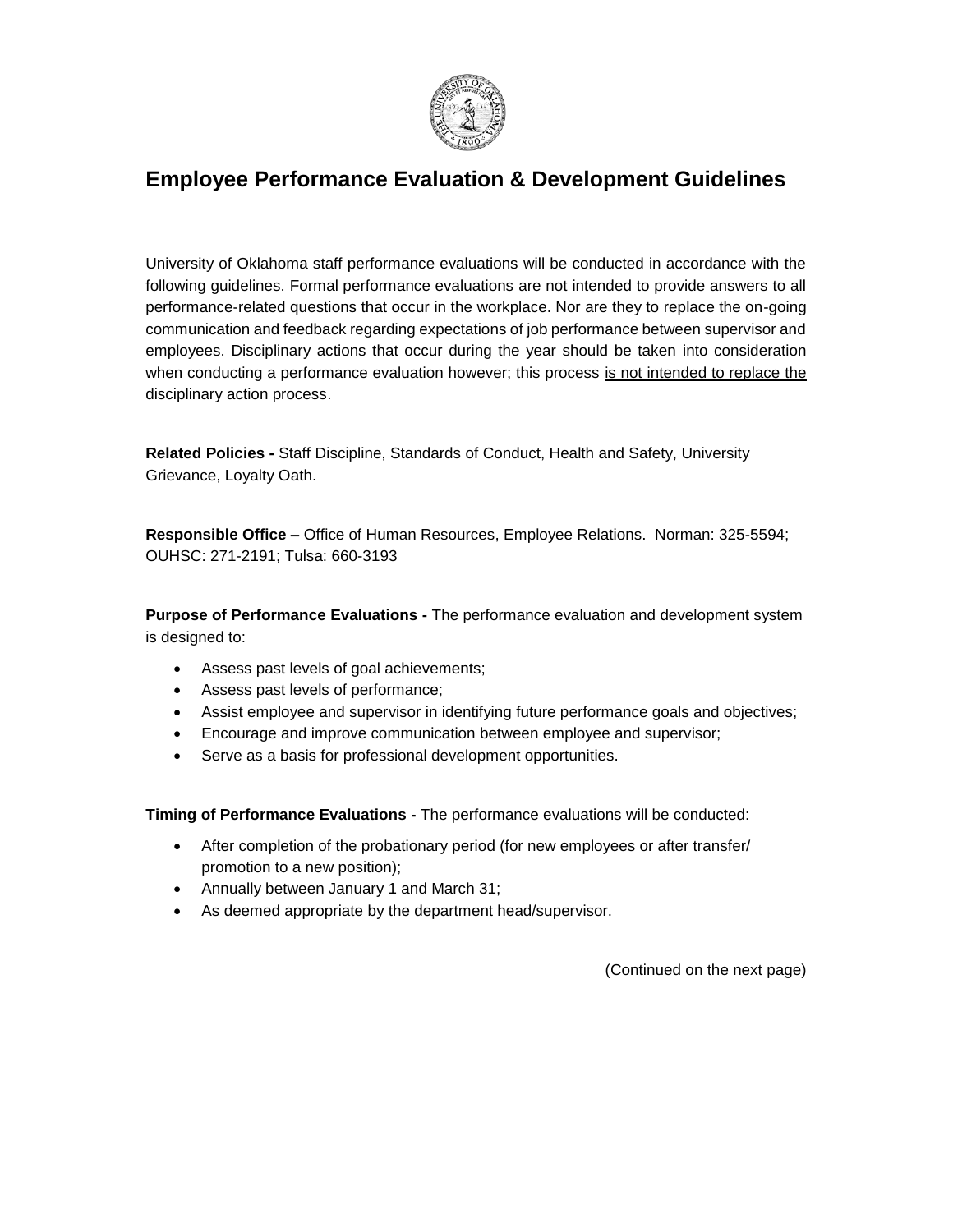# Employee Performance Evaluation & Development Guidelines

University of Oklahoma staff performance evaluations will be conducted in accordance with the following guidelines. Formal performance evaluations are not intended to provide answers to all performance-related questions that occur in the workplace. Nor are they to replace the on-going communication and feedback regarding expectations of job performance between supervisor and employees. Disciplinary actions that occur during the year should be taken into consideration when conducting a performance evaluation however; this process <u>is not intended to replace the disciplinary action process</u>.

**Related Policies -** Staff Discipline, Standards of Conduct, Health and Safety, University Grievance, Loyalty Oath.

**Responsible Office –** Office of Human Resources, Employee Relations. Norman: 325-5594; OUHSC: 271-2191; Tulsa: 660-3193

**Purpose of Performance Evaluations -** The performance evaluation and development system is designed to:

- Assess past levels of goal achievements;
- Assess past levels of performance;
- Assist employee and supervisor in identifying future performance goals and objectives;
- Encourage and improve communication between employee and supervisor;
- Serve as a basis for professional development opportunities.

**Timing of Performance Evaluations -** The performance evaluations will be conducted:

- After completion of the probationary period (for new employees or after transfer/ promotion to a new position);
- Annually between January 1 and March 31;
- As deemed appropriate by the department head/supervisor.

(Continued on the next page)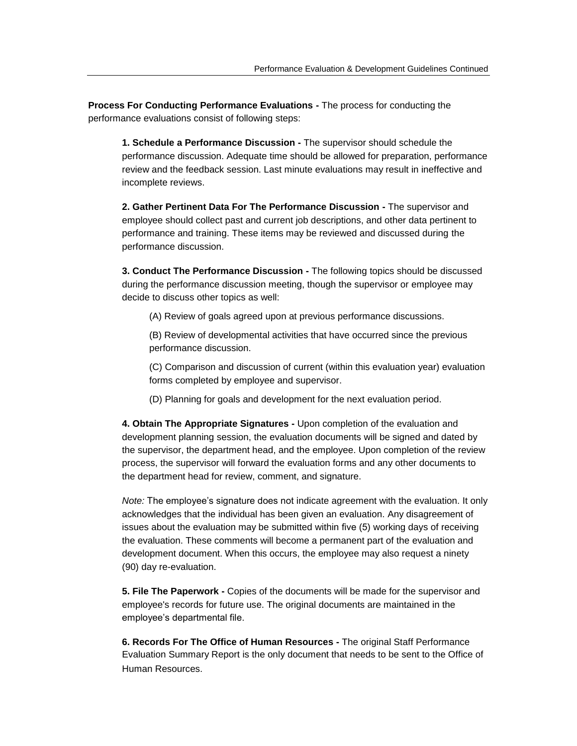**Process For Conducting Performance Evaluations -** The process for conducting the performance evaluations consist of following steps:

**1. Schedule a Performance Discussion -** The supervisor should schedule the performance discussion. Adequate time should be allowed for preparation, performance review and the feedback session. Last minute evaluations may result in ineffective and incomplete reviews.

**2. Gather Pertinent Data For The Performance Discussion -** The supervisor and employee should collect past and current job descriptions, and other data pertinent to performance and training. These items may be reviewed and discussed during the performance discussion.

**3. Conduct The Performance Discussion -** The following topics should be discussed during the performance discussion meeting, though the supervisor or employee may decide to discuss other topics as well:

(A) Review of goals agreed upon at previous performance discussions.

(B) Review of developmental activities that have occurred since the previous performance discussion.

(C) Comparison and discussion of current (within this evaluation year) evaluation forms completed by employee and supervisor.

(D) Planning for goals and development for the next evaluation period.

**4. Obtain The Appropriate Signatures -** Upon completion of the evaluation and development planning session, the evaluation documents will be signed and dated by the supervisor, the department head, and the employee. Upon completion of the review process, the supervisor will forward the evaluation forms and any other documents to the department head for review, comment, and signature.

*Note:* The employee's signature does not indicate agreement with the evaluation. It only acknowledges that the individual has been given an evaluation. Any disagreement of issues about the evaluation may be submitted within five (5) working days of receiving the evaluation. These comments will become a permanent part of the evaluation and development document. When this occurs, the employee may also request a ninety (90) day re-evaluation.

**5. File The Paperwork -** Copies of the documents will be made for the supervisor and employee's records for future use. The original documents are maintained in the employee's departmental file.

**6. Records For The Office of Human Resources -** The original Staff Performance Evaluation Summary Report is the only document that needs to be sent to the Office of Human Resources.